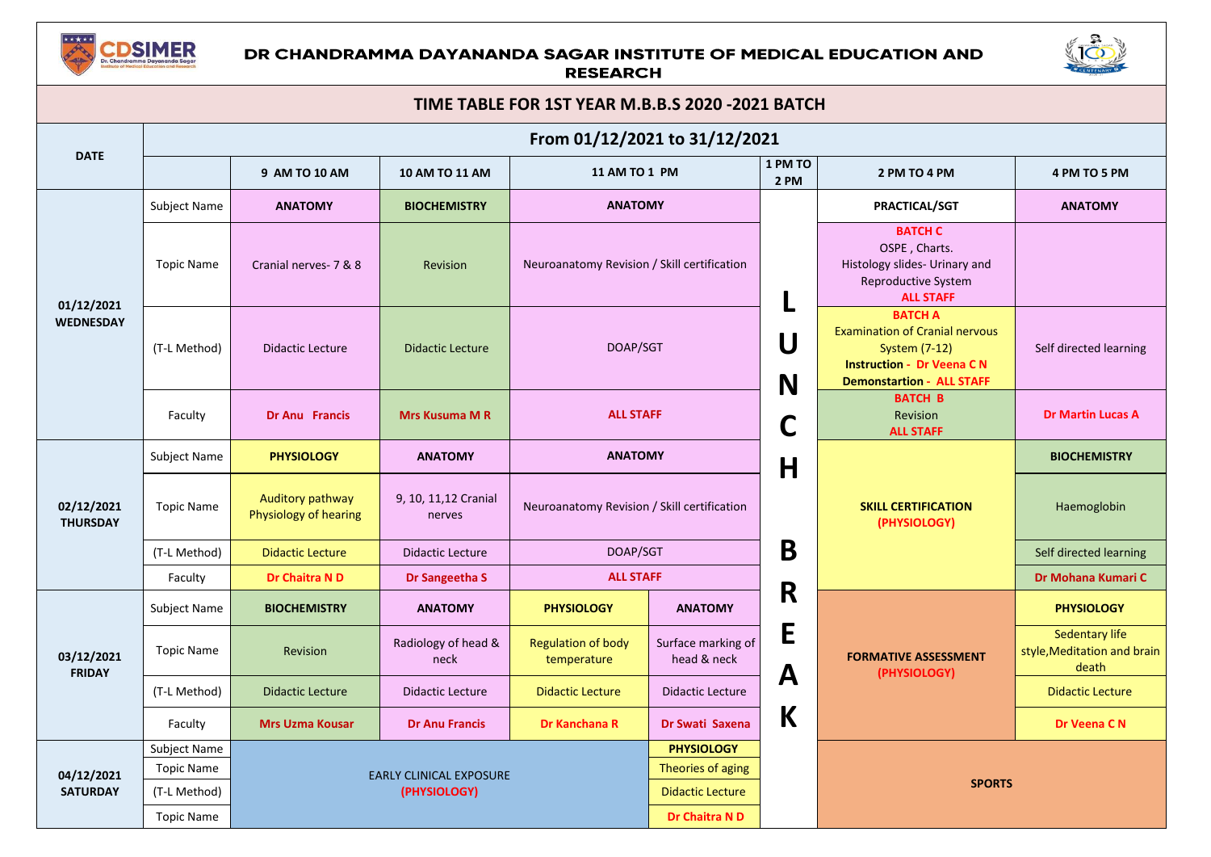# DR CHANDRAMMA DAYANANDA SAGAR INSTITUTE OF MEDICAL EDUCATION AND RESEARCH

## TIME TABLE FOR 1ST YEAR M.B.B.S 2020 -2021 BATCH

| DATE | From 01/12/2021 to 31/12/2021 | | | | | | | |
|---|---|---|---|---|---|---|---|---|
| | | 9 AM TO 10 AM | 10 AM TO 11 AM | 11 AM TO 1 PM | | 1 PM TO 2 PM | 2 PM TO 4 PM | 4 PM TO 5 PM |
| 01/12/2021 WEDNESDAY | Subject Name | ANATOMY | BIOCHEMISTRY | ANATOMY | | LUNCH BREAK | PRACTICAL/SGT | ANATOMY |
| | Topic Name | Cranial nerves- 7 & 8 | Revision | Neuroanatomy Revision / Skill certification | | | BATCH C OSPE , Charts. Histology slides- Urinary and Reproductive System ALL STAFF | |
| | (T-L Method) | Didactic Lecture | Didactic Lecture | DOAP/SGT | | | BATCH A Examination of Cranial nervous System (7-12) Instruction - Dr Veena C N Demonstartion - ALL STAFF | Self directed learning |
| | Faculty | Dr Anu Francis | Mrs Kusuma M R | ALL STAFF | | | BATCH B Revision ALL STAFF | Dr Martin Lucas A |
| 02/12/2021 THURSDAY | Subject Name | PHYSIOLOGY | ANATOMY | ANATOMY | | | SKILL CERTIFICATION (PHYSIOLOGY) | BIOCHEMISTRY |
| | Topic Name | Auditory pathway Physiology of hearing | 9, 10, 11,12 Cranial nerves | Neuroanatomy Revision / Skill certification | | | | Haemoglobin |
| | (T-L Method) | Didactic Lecture | Didactic Lecture | DOAP/SGT | | | | Self directed learning |
| | Faculty | Dr Chaitra N D | Dr Sangeetha S | ALL STAFF | | | | Dr Mohana Kumari C |
| 03/12/2021 FRIDAY | Subject Name | BIOCHEMISTRY | ANATOMY | PHYSIOLOGY | ANATOMY | | FORMATIVE ASSESSMENT (PHYSIOLOGY) | PHYSIOLOGY |
| | Topic Name | Revision | Radiology of head & neck | Regulation of body temperature | Surface marking of head & neck | | | Sedentary life style,Meditation and brain death |
| | (T-L Method) | Didactic Lecture | Didactic Lecture | Didactic Lecture | Didactic Lecture | | | Didactic Lecture |
| | Faculty | Mrs Uzma Kousar | Dr Anu Francis | Dr Kanchana R | Dr Swati Saxena | | | Dr Veena C N |
| 04/12/2021 SATURDAY | Subject Name | EARLY CLINICAL EXPOSURE (PHYSIOLOGY) | | | PHYSIOLOGY | | SPORTS | |
| | Topic Name | | | | Theories of aging | | | |
| | (T-L Method) | | | | Didactic Lecture | | | |
| | Topic Name | | | | Dr Chaitra N D | | | |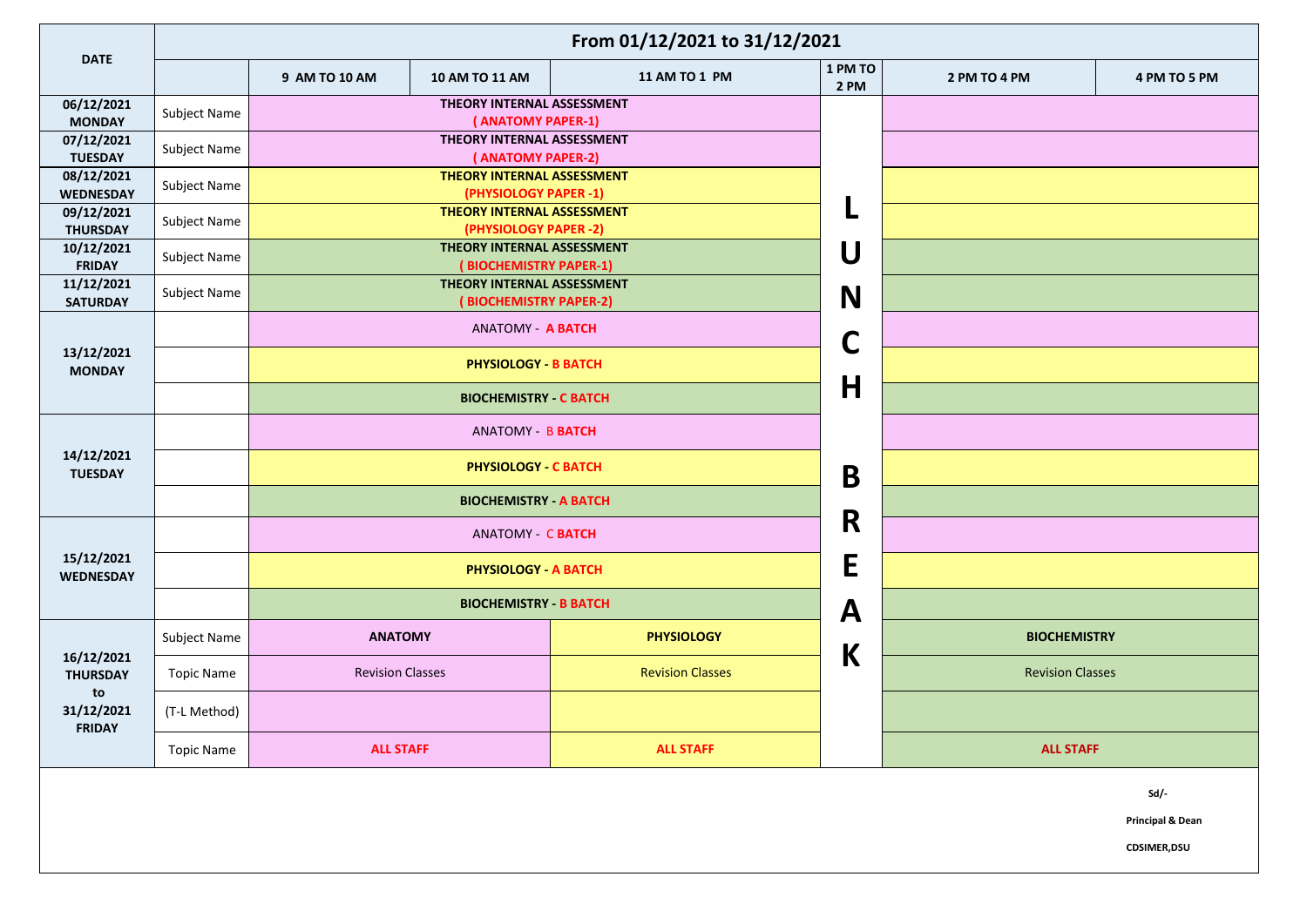| DATE | From 01/12/2021 to 31/12/2021 | | | | | | |
|---|---|---|---|---|---|---|---|
| | | 9 AM TO 10 AM | 10 AM TO 11 AM | 11 AM TO 1 PM | 1 PM TO 2 PM | 2 PM TO 4 PM | 4 PM TO 5 PM |
| **06/12/2021 MONDAY** | Subject Name | **THEORY INTERNAL ASSESSMENT ( ANATOMY PAPER-1)** | | | LUNCH BREAK | | |
| **07/12/2021 TUESDAY** | Subject Name | **THEORY INTERNAL ASSESSMENT ( ANATOMY PAPER-2)** | | | | | |
| **08/12/2021 WEDNESDAY** | Subject Name | **THEORY INTERNAL ASSESSMENT (PHYSIOLOGY PAPER -1)** | | | | | |
| **09/12/2021 THURSDAY** | Subject Name | **THEORY INTERNAL ASSESSMENT (PHYSIOLOGY PAPER -2)** | | | | | |
| **10/12/2021 FRIDAY** | Subject Name | **THEORY INTERNAL ASSESSMENT ( BIOCHEMISTRY PAPER-1)** | | | | | |
| **11/12/2021 SATURDAY** | Subject Name | **THEORY INTERNAL ASSESSMENT ( BIOCHEMISTRY PAPER-2)** | | | | | |
| **13/12/2021 MONDAY** | | ANATOMY - **A BATCH** | | | | | |
| | | **PHYSIOLOGY - B BATCH** | | | | | |
| | | **BIOCHEMISTRY - C BATCH** | | | | | |
| **14/12/2021 TUESDAY** | | ANATOMY - B **BATCH** | | | | | |
| | | **PHYSIOLOGY - C BATCH** | | | | | |
| | | **BIOCHEMISTRY - A BATCH** | | | | | |
| **15/12/2021 WEDNESDAY** | | ANATOMY - **C BATCH** | | | | | |
| | | **PHYSIOLOGY - A BATCH** | | | | | |
| | | **BIOCHEMISTRY - B BATCH** | | | | | |
| **16/12/2021 THURSDAY to 31/12/2021 FRIDAY** | Subject Name | **ANATOMY** | | **PHYSIOLOGY** | | **BIOCHEMISTRY** | |
| | Topic Name | Revision Classes | | Revision Classes | | Revision Classes | |
| | (T-L Method) | | | | | | |
| | Topic Name | **ALL STAFF** | | **ALL STAFF** | | **ALL STAFF** | |

**Sd/-**

**Principal & Dean**

**CDSIMER,DSU**